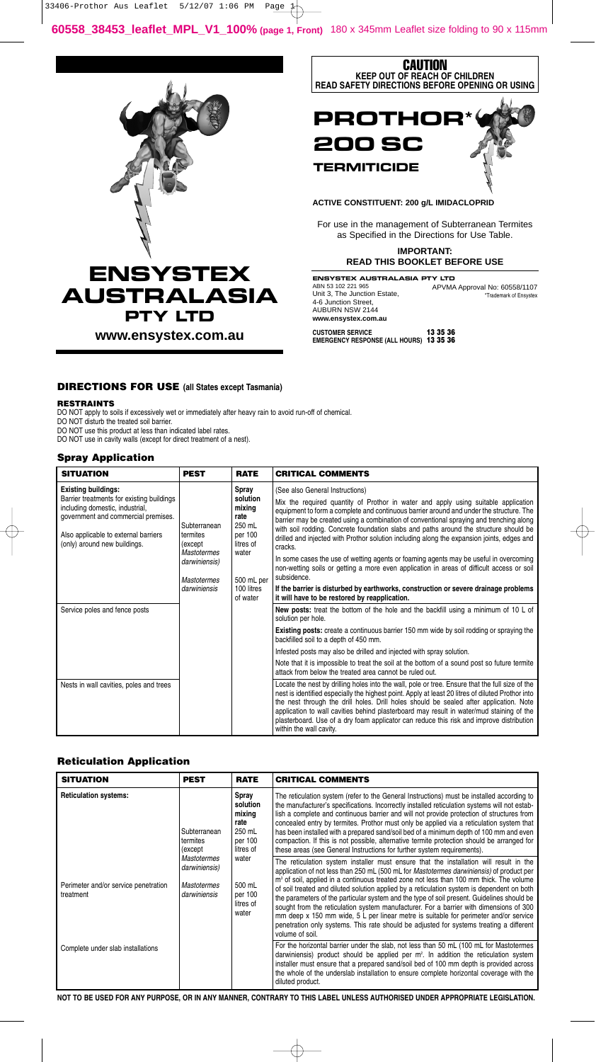# ENSYSTEX AUSTRALASIA PTY LTD

**www.ensystex.com.au**

**CAUTION**
**KEEP OUT OF REACH OF CHILDREN**
**READ SAFETY DIRECTIONS BEFORE OPENING OR USING**

# PROTHOR* 200 SC

## TERMITICIDE

**ACTIVE CONSTITUENT: 200 g/L IMIDACLOPRID**

For use in the management of Subterranean Termites as Specified in the Directions for Use Table.

**IMPORTANT:**
**READ THIS BOOKLET BEFORE USE**

**ENSYSTEX AUSTRALASIA PTY LTD**
ABN 53 102 221 965
Unit 3, The Junction Estate,
4-6 Junction Street,
AUBURN NSW 2144
**www.ensystex.com.au**

APVMA Approval No: 60558/1107
*Trademark of Ensystex

**CUSTOMER SERVICE** 13 35 36
**EMERGENCY RESPONSE (ALL HOURS)** 13 35 36

## DIRECTIONS FOR USE (all States except Tasmania)

### RESTRAINTS

DO NOT apply to soils if excessively wet or immediately after heavy rain to avoid run-off of chemical.
DO NOT disturb the treated soil barrier.
DO NOT use this product at less than indicated label rates.
DO NOT use in cavity walls (except for direct treatment of a nest).

### Spray Application

| SITUATION | PEST | RATE | CRITICAL COMMENTS |
|---|---|---|---|
| **Existing buildings:** Barrier treatments for existing buildings including domestic, industrial, government and commercial premises. Also applicable to external barriers (only) around new buildings. | Subterranean termites (except *Mastotermes darwiniensis*) | **Spray solution mixing rate** 250 mL per 100 litres of water | (See also General Instructions) Mix the required quantity of Prothor in water and apply using suitable application equipment to form a complete and continuous barrier around and under the structure. The barrier may be created using a combination of conventional spraying and trenching along with soil rodding. Concrete foundation slabs and paths around the structure should be drilled and injected with Prothor solution including along the expansion joints, edges and cracks. In some cases the use of wetting agents or foaming agents may be useful in overcoming non-wetting soils or getting a more even application in areas of difficult access or soil subsidence. **If the barrier is disturbed by earthworks, construction or severe drainage problems it will have to be restored by reapplication.** |
| Service poles and fence posts | *Mastotermes darwiniensis* | 500 mL per 100 litres of water | **New posts:** treat the bottom of the hole and the backfill using a minimum of 10 L of solution per hole. **Existing posts:** create a continuous barrier 150 mm wide by soil rodding or spraying the backfilled soil to a depth of 450 mm. Infested posts may also be drilled and injected with spray solution. Note that it is impossible to treat the soil at the bottom of a sound post so future termite attack from below the treated area cannot be ruled out. |
| Nests in wall cavities, poles and trees | | | Locate the nest by drilling holes into the wall, pole or tree. Ensure that the full size of the nest is identified especially the highest point. Apply at least 20 litres of diluted Prothor into the nest through the drill holes. Drill holes should be sealed after application. Note application to wall cavities behind plasterboard may result in water/mud staining of the plasterboard. Use of a dry foam applicator can reduce this risk and improve distribution within the wall cavity. |

### Reticulation Application

| SITUATION | PEST | RATE | CRITICAL COMMENTS |
|---|---|---|---|
| **Reticulation systems:** | Subterranean termites (except *Mastotermes darwiniensis*) | **Spray solution mixing rate** 250 mL per 100 litres of water | The reticulation system (refer to the General Instructions) must be installed according to the manufacturer's specifications. Incorrectly installed reticulation systems will not establish a complete and continuous barrier and will not provide protection of structures from concealed entry by termites. Prothor must only be applied via a reticulation system that has been installed with a prepared sand/soil bed of a minimum depth of 100 mm and even compaction. If this is not possible, alternative termite protection should be arranged for these areas (see General Instructions for further system requirements). |
| Perimeter and/or service penetration treatment | *Mastotermes darwiniensis* | 500 mL per 100 litres of water | The reticulation system installer must ensure that the installation will result in the application of not less than 250 mL (500 mL for *Mastotermes darwiniensis*) of product per $m^2$ of soil, applied in a continuous treated zone not less than 100 mm thick. The volume of soil treated and diluted solution applied by a reticulation system is dependent on both the parameters of the particular system and the type of soil present. Guidelines should be sought from the reticulation system manufacturer. For a barrier with dimensions of 300 mm deep x 150 mm wide, 5 L per linear metre is suitable for perimeter and/or service penetration only systems. This rate should be adjusted for systems treating a different volume of soil. |
| Complete under slab installations | | | For the horizontal barrier under the slab, not less than 50 mL (100 mL for Mastotermes darwiniensis) product should be applied per $m^2$. In addition the reticulation system installer must ensure that a prepared sand/soil bed of 100 mm depth is provided across the whole of the underslab installation to ensure complete horizontal coverage with the diluted product. |

**NOT TO BE USED FOR ANY PURPOSE, OR IN ANY MANNER, CONTRARY TO THIS LABEL UNLESS AUTHORISED UNDER APPROPRIATE LEGISLATION.**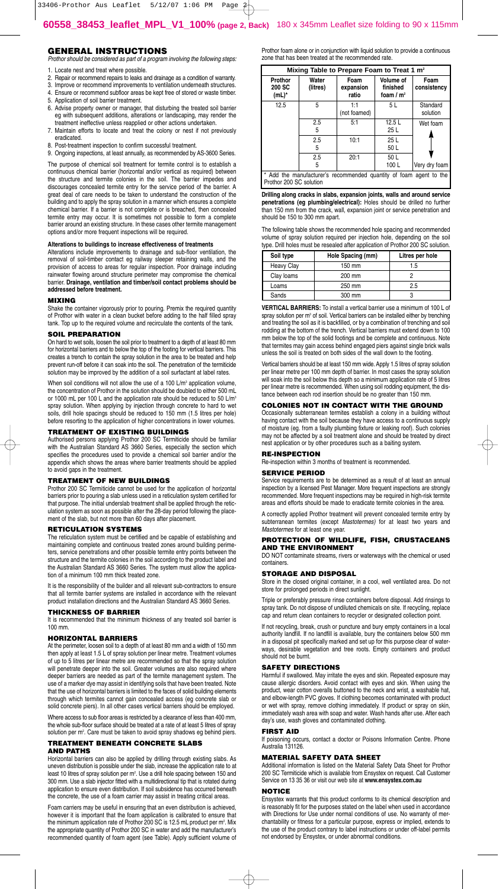## GENERAL INSTRUCTIONS

*Prothor should be considered as part of a program involving the following steps:*

1. Locate nest and treat where possible.
2. Repair or recommend repairs to leaks and drainage as a condition of warranty.
3. Improve or recommend improvements to ventilation underneath structures.
4. Ensure or recommend subfloor areas be kept free of stored or waste timber.
5. Application of soil barrier treatment.
6. Advise property owner or manager, that disturbing the treated soil barrier eg with subsequent additions, alterations or landscaping, may render the treatment ineffective unless reapplied or other actions undertaken.
7. Maintain efforts to locate and treat the colony or nest if not previously eradicated.
8. Post-treatment inspection to confirm successful treatment.
9. Ongoing inspections, at least annually, as recommended by AS-3600 Series.

The purpose of chemical soil treatment for termite control is to establish a continuous chemical barrier (horizontal and/or vertical as required) between the structure and termite colonies in the soil. The barrier impedes and discourages concealed termite entry for the service period of the barrier. A great deal of care needs to be taken to understand the construction of the building and to apply the spray solution in a manner which ensures a complete chemical barrier. If a barrier is not complete or is breached, then concealed termite entry may occur. It is sometimes not possible to form a complete barrier around an existing structure. In these cases other termite management options and/or more frequent inspections will be required.

**Alterations to buildings to increase effectiveness of treatments**

Alterations include improvements to drainage and sub-floor ventilation, the removal of soil-timber contact eg railway sleeper retaining walls, and the provision of access to areas for regular inspection. Poor drainage including rainwater flowing around structure perimeter may compromise the chemical barrier. **Drainage, ventilation and timber/soil contact problems should be addressed before treatment.**

### MIXING

Shake the container vigorously prior to pouring. Premix the required quantity of Prothor with water in a clean bucket before adding to the half filled spray tank. Top up to the required volume and recirculate the contents of the tank.

### SOIL PREPARATION

On hard to wet soils, loosen the soil prior to treatment to a depth of at least 80 mm for horizontal barriers and to below the top of the footing for vertical barriers. This creates a trench to contain the spray solution in the area to be treated and help prevent run-off before it can soak into the soil. The penetration of the termiticide solution may be improved by the addition of a soil surfactant at label rates.

When soil conditions will not allow the use of a 100 L/m³ application volume, the concentration of Prothor in the solution should be doubled to either 500 mL or 1000 mL per 100 L and the application rate should be reduced to 50 L/m³ spray solution. When applying by injection through concrete to hard to wet soils, drill hole spacings should be reduced to 150 mm (1.5 litres per hole) before resorting to the application of higher concentrations in lower volumes.

### TREATMENT OF EXISTING BUILDINGS

Authorised persons applying Prothor 200 SC Termiticide should be familiar with the Australian Standard AS 3660 Series, especially the section which specifies the procedures used to provide a chemical soil barrier and/or the appendix which shows the areas where barrier treatments should be applied to avoid gaps in the treatment.

### TREATMENT OF NEW BUILDINGS

Prothor 200 SC Termiticide cannot be used for the application of horizontal barriers prior to pouring a slab unless used in a reticulation system certified for that purpose. The initial underslab treatment shall be applied through the reticulation system as soon as possible after the 28-day period following the placement of the slab, but not more than 60 days after placement.

### RETICULATION SYSTEMS

The reticulation system must be certified and be capable of establishing and maintaining complete and continuous treated zones around building perimeters, service penetrations and other possible termite entry points between the structure and the termite colonies in the soil according to the product label and the Australian Standard AS 3660 Series. The system must allow the application of a minimum 100 mm thick treated zone.

It is the responsibility of the builder and all relevant sub-contractors to ensure that all termite barrier systems are installed in accordance with the relevant product installation directions and the Australian Standard AS 3660 Series.

### THICKNESS OF BARRIER

It is recommended that the minimum thickness of any treated soil barrier is 100 mm.

### HORIZONTAL BARRIERS

At the perimeter, loosen soil to a depth of at least 80 mm and a width of 150 mm then apply at least 1.5 L of spray solution per linear metre. Treatment volumes of up to 5 litres per linear metre are recommended so that the spray solution will penetrate deeper into the soil. Greater volumes are also required where deeper barriers are needed as part of the termite management system. The use of a marker dye may assist in identifying soils that have been treated. Note that the use of horizontal barriers is limited to the faces of solid building elements through which termites cannot gain concealed access (eg concrete slab or solid concrete piers). In all other cases vertical barriers should be employed.

Where access to sub floor areas is restricted by a clearance of less than 400 mm, the whole sub-floor surface should be treated at a rate of at least 5 litres of spray solution per m². Care must be taken to avoid spray shadows eg behind piers.

### TREATMENT BENEATH CONCRETE SLABS AND PATHS

Horizontal barriers can also be applied by drilling through existing slabs. As uneven distribution is possible under the slab, increase the application rate to at least 10 litres of spray solution per m². Use a drill hole spacing between 150 and 300 mm. Use a slab injector fitted with a multidirectional tip that is rotated during application to ensure even distribution. If soil subsidence has occurred beneath the concrete, the use of a foam carrier may assist in treating critical areas.

Foam carriers may be useful in ensuring that an even distribution is achieved, however it is important that the application is calibrated to ensure that the minimum application rate of Prothor 200 SC is 12.5 mL product per m². Mix the appropriate quantity of Prothor 200 SC in water and add the manufacturer's recommended quantity of foam agent (see Table). Apply sufficient volume of Prothor foam alone or in conjunction with liquid solution to provide a continuous zone that has been treated at the recommended rate.

**Mixing Table to Prepare Foam to Treat 1 m²**

| Prothor 200 SC (mL)* | Water (litres) | Foam expansion ratio | Volume of finished foam / m² | Foam consistency |
|---|---|---|---|---|
| 12.5 | 5 | 1:1 (not foamed) | 5 L | Standard solution |
| | 2.5<br>5 | 5:1 | 12.5 L<br>25 L | Wet foam |
| | 2.5<br>5 | 10:1 | 25 L<br>50 L | |
| | 2.5<br>5 | 20:1 | 50 L<br>100 L | Very dry foam |

\* Add the manufacturer's recommended quantity of foam agent to the Prothor 200 SC solution

**Drilling along cracks in slabs, expansion joints, walls and service penetrations (eg plumbing/electrical):** Holes should be drilled no further than 150 mm from the crack, wall, expansion joint or service penetration and should be 150 to 300 mm apart.

The following table shows the recommended hole spacing and recommended volume of spray solution required per injection hole, depending on the soil type. Drill holes must be resealed after application of Prothor 200 SC solution.

| Soil type | Hole Spacing (mm) | Litres per hole |
|---|---|---|
| Heavy Clay | 150 mm | 1.5 |
| Clay loams | 200 mm | 2 |
| Loams | 250 mm | 2.5 |
| Sands | 300 mm | 3 |

**VERTICAL BARRIERS:** To install a vertical barrier use a minimum of 100 L of spray solution per m³ of soil. Vertical barriers can be installed either by trenching and treating the soil as it is backfilled, or by a combination of trenching and soil rodding at the bottom of the trench. Vertical barriers must extend down to 100 mm below the top of the solid footings and be complete and continuous. Note that termites may gain access behind engaged piers against single brick walls unless the soil is treated on both sides of the wall down to the footing.

Vertical barriers should be at least 150 mm wide. Apply 1.5 litres of spray solution per linear metre per 100 mm depth of barrier. In most cases the spray solution will soak into the soil below this depth so a minimum application rate of 5 litres per linear metre is recommended. When using soil rodding equipment, the distance between each rod insertion should be no greater than 150 mm.

### COLONIES NOT IN CONTACT WITH THE GROUND

Occasionally subterranean termites establish a colony in a building without having contact with the soil because they have access to a continuous supply of moisture (eg. from a faulty plumbing fixture or leaking roof). Such colonies may not be affected by a soil treatment alone and should be treated by direct nest application or by other procedures such as a baiting system.

### RE-INSPECTION

Re-inspection within 3 months of treatment is recommended.

### SERVICE PERIOD

Service requirements are to be determined as a result of at least an annual inspection by a licensed Pest Manager. More frequent inspections are strongly recommended. More frequent inspections may be required in high-risk termite areas and efforts should be made to eradicate termite colonies in the area.

A correctly applied Prothor treatment will prevent concealed termite entry by subterranean termites (except *Mastotermes)* for at least two years and *Mastotermes* for at least one year.

### PROTECTION OF WILDLIFE, FISH, CRUSTACEANS AND THE ENVIRONMENT

DO NOT contaminate streams, rivers or waterways with the chemical or used containers.

### STORAGE AND DISPOSAL

Store in the closed original container, in a cool, well ventilated area. Do not store for prolonged periods in direct sunlight.

Triple or preferably pressure rinse containers before disposal. Add rinsings to spray tank. Do not dispose of undiluted chemicals on site. If recycling, replace cap and return clean containers to recycler or designated collection point.

If not recycling, break, crush or puncture and bury empty containers in a local authority landfill. If no landfill is available, bury the containers below 500 mm in a disposal pit specifically marked and set up for this purpose clear of waterways, desirable vegetation and tree roots. Empty containers and product should not be burnt.

### SAFETY DIRECTIONS

Harmful if swallowed. May irritate the eyes and skin. Repeated exposure may cause allergic disorders. Avoid contact with eyes and skin. When using the product, wear cotton overalls buttoned to the neck and wrist, a washable hat, and elbow-length PVC gloves. If clothing becomes contaminated with product or wet with spray, remove clothing immediately. If product or spray on skin, immediately wash area with soap and water. Wash hands after use. After each day's use, wash gloves and contaminated clothing.

### FIRST AID

If poisoning occurs, contact a doctor or Poisons Information Centre. Phone Australia 131126.

### MATERIAL SAFETY DATA SHEET

Additional information is listed on the Material Safety Data Sheet for Prothor 200 SC Termiticide which is available from Ensystex on request. Call Customer Service on 13 35 36 or visit our web site at **www.ensystex.com.au**

### NOTICE

Ensystex warrants that this product conforms to its chemical description and is reasonably fit for the purposes stated on the label when used in accordance with Directions for Use under normal conditions of use. No warranty of merchantability or fitness for a particular purpose, express or implied, extends to the use of the product contrary to label instructions or under off-label permits not endorsed by Ensystex, or under abnormal conditions.